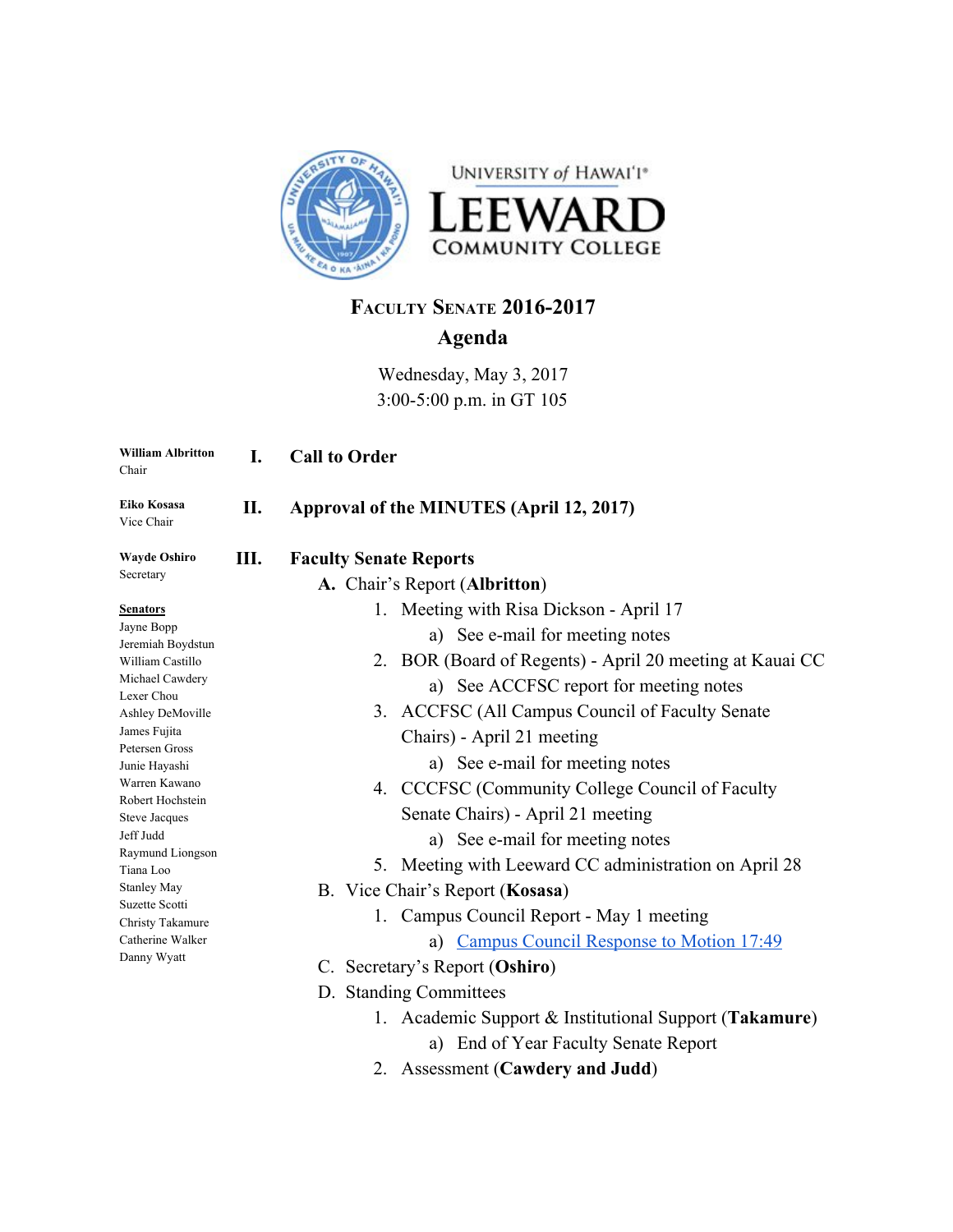University of Hawai'i

# LEEWARD COMMUNITY COLLEGE

## Faculty Senate 2016-2017

## Agenda

Wednesday, May 3, 2017
3:00-5:00 p.m. in GT 105

**William Albritton**
Chair

**Eiko Kosasa**
Vice Chair

**Wayde Oshiro**
Secretary

**Senators**
Jayne Bopp
Jeremiah Boydstun
William Castillo
Michael Cawdery
Lexer Chou
Ashley DeMoville
James Fujita
Petersen Gross
Junie Hayashi
Warren Kawano
Robert Hochstein
Steve Jacques
Jeff Judd
Raymund Liongson
Tiana Loo
Stanley May
Suzette Scotti
Christy Takamure
Catherine Walker
Danny Wyatt

### I. Call to Order

### II. Approval of the MINUTES (April 12, 2017)

### III. Faculty Senate Reports

A. Chair's Report (**Albritton**)
   1. Meeting with Risa Dickson - April 17
      a) See e-mail for meeting notes
   2. BOR (Board of Regents) - April 20 meeting at Kauai CC
      a) See ACCFSC report for meeting notes
   3. ACCFSC (All Campus Council of Faculty Senate Chairs) - April 21 meeting
      a) See e-mail for meeting notes
   4. CCCFSC (Community College Council of Faculty Senate Chairs) - April 21 meeting
      a) See e-mail for meeting notes
   5. Meeting with Leeward CC administration on April 28

B. Vice Chair's Report (**Kosasa**)
   1. Campus Council Report - May 1 meeting
      a) Campus Council Response to Motion 17:49

C. Secretary's Report (**Oshiro**)

D. Standing Committees
   1. Academic Support & Institutional Support (**Takamure**)
      a) End of Year Faculty Senate Report
   2. Assessment (**Cawdery and Judd**)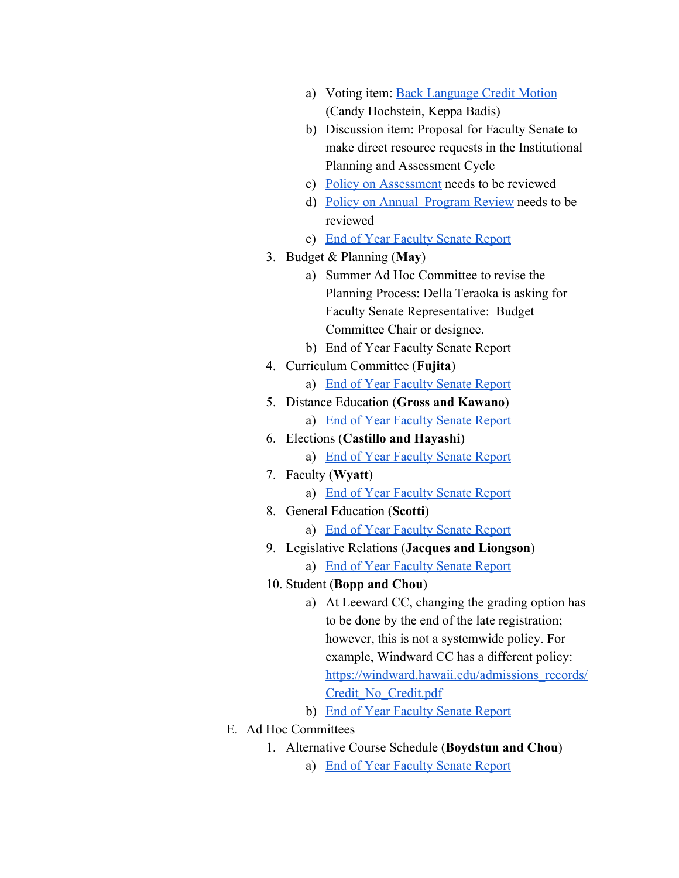a) Voting item: [Back Language Credit Motion](#) (Candy Hochstein, Keppa Badis)
        b) Discussion item: Proposal for Faculty Senate to make direct resource requests in the Institutional Planning and Assessment Cycle
        c) [Policy on Assessment](#) needs to be reviewed
        d) [Policy on Annual  Program Review](#) needs to be reviewed
        e) [End of Year Faculty Senate Report](#)

    3. Budget & Planning (**May**)
        a) Summer Ad Hoc Committee to revise the Planning Process: Della Teraoka is asking for Faculty Senate Representative:  Budget Committee Chair or designee.
        b) End of Year Faculty Senate Report
    4. Curriculum Committee (**Fujita**)
        a) [End of Year Faculty Senate Report](#)
    5. Distance Education (**Gross and Kawano**)
        a) [End of Year Faculty Senate Report](#)
    6. Elections (**Castillo and Hayashi**)
        a) [End of Year Faculty Senate Report](#)
    7. Faculty (**Wyatt**)
        a) [End of Year Faculty Senate Report](#)
    8. General Education (**Scotti**)
        a) [End of Year Faculty Senate Report](#)
    9. Legislative Relations (**Jacques and Liongson**)
        a) [End of Year Faculty Senate Report](#)
    10. Student (**Bopp and Chou**)
        a) At Leeward CC, changing the grading option has to be done by the end of the late registration; however, this is not a systemwide policy. For example, Windward CC has a different policy: [https://windward.hawaii.edu/admissions_records/Credit_No_Credit.pdf](https://windward.hawaii.edu/admissions_records/Credit_No_Credit.pdf)
        b) [End of Year Faculty Senate Report](#)

E. Ad Hoc Committees
    1. Alternative Course Schedule (**Boydstun and Chou**)
        a) [End of Year Faculty Senate Report](#)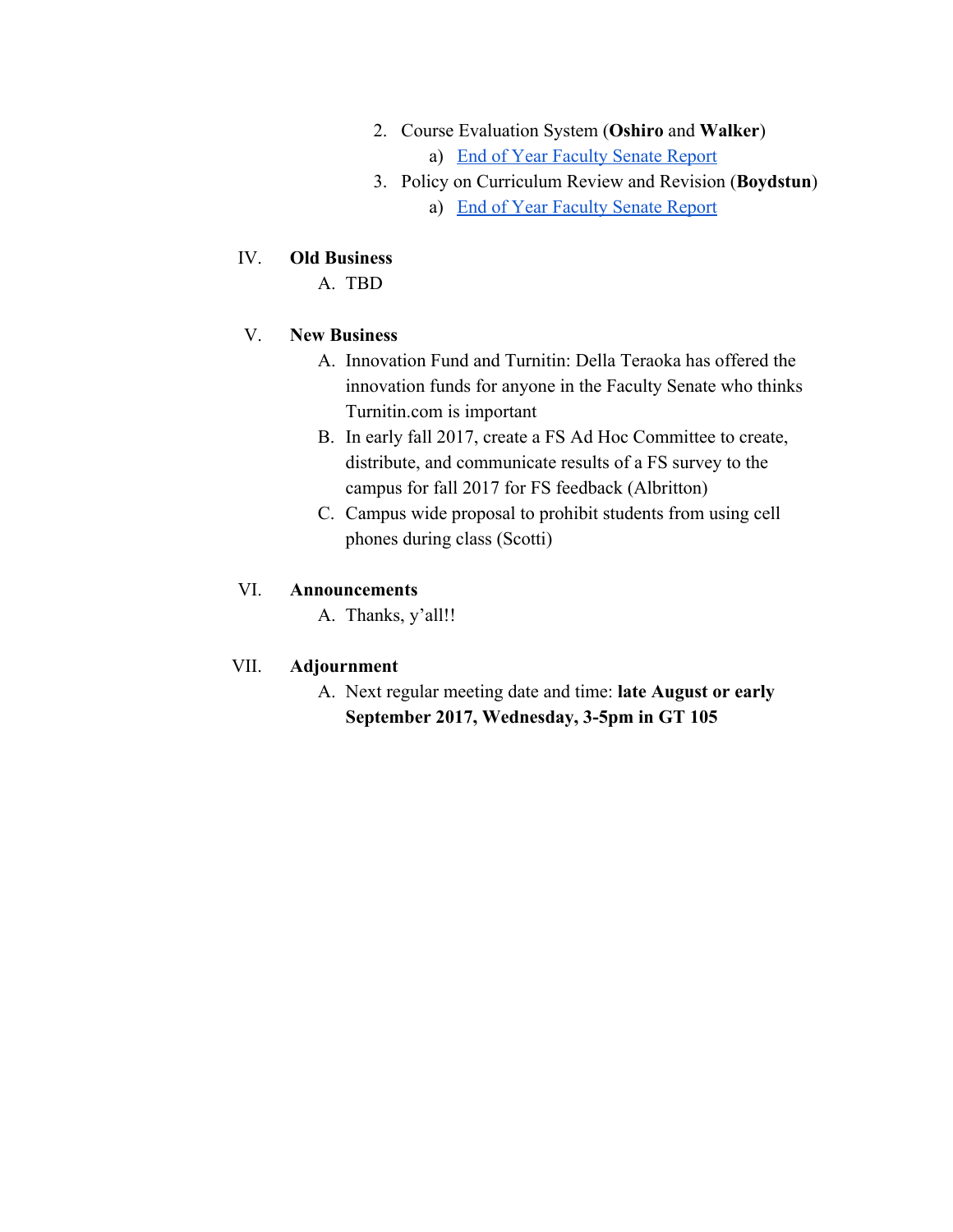2. Course Evaluation System (**Oshiro** and **Walker**)
    a) End of Year Faculty Senate Report
3. Policy on Curriculum Review and Revision (**Boydstun**)
    a) End of Year Faculty Senate Report

IV. **Old Business**

A. TBD

V. **New Business**

A. Innovation Fund and Turnitin: Della Teraoka has offered the innovation funds for anyone in the Faculty Senate who thinks Turnitin.com is important
B. In early fall 2017, create a FS Ad Hoc Committee to create, distribute, and communicate results of a FS survey to the campus for fall 2017 for FS feedback (Albritton)
C. Campus wide proposal to prohibit students from using cell phones during class (Scotti)

VI. **Announcements**

A. Thanks, y'all!!

VII. **Adjournment**

A. Next regular meeting date and time: **late August or early September 2017, Wednesday, 3-5pm in GT 105**